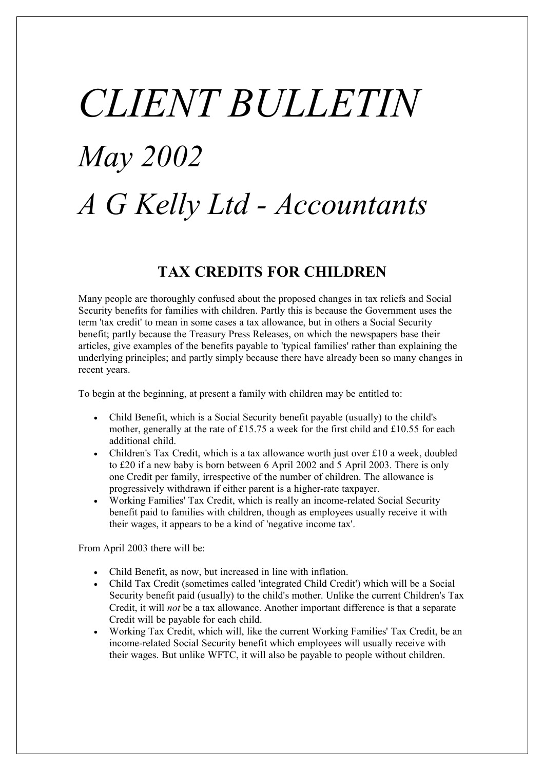# *CLIENT BULLETIN*

# *May 2002*

# *A G Kelly Ltd - Accountants*

## TAX CREDITS FOR CHILDREN

Many people are thoroughly confused about the proposed changes in tax reliefs and Social Security benefits for families with children. Partly this is because the Government uses the term 'tax credit' to mean in some cases a tax allowance, but in others a Social Security benefit; partly because the Treasury Press Releases, on which the newspapers base their articles, give examples of the benefits payable to 'typical families' rather than explaining the underlying principles; and partly simply because there have already been so many changes in recent years.

To begin at the beginning, at present a family with children may be entitled to:

- Child Benefit, which is a Social Security benefit payable (usually) to the child's mother, generally at the rate of £15.75 a week for the first child and £10.55 for each additional child.
- Children's Tax Credit, which is a tax allowance worth just over £10 a week, doubled to £20 if a new baby is born between 6 April 2002 and 5 April 2003. There is only one Credit per family, irrespective of the number of children. The allowance is progressively withdrawn if either parent is a higher-rate taxpayer.
- Working Families' Tax Credit, which is really an income-related Social Security benefit paid to families with children, though as employees usually receive it with their wages, it appears to be a kind of 'negative income tax'.

From April 2003 there will be:

- Child Benefit, as now, but increased in line with inflation.
- Child Tax Credit (sometimes called 'integrated Child Credit') which will be a Social Security benefit paid (usually) to the child's mother. Unlike the current Children's Tax Credit, it will *not* be a tax allowance. Another important difference is that a separate Credit will be payable for each child.
- Working Tax Credit, which will, like the current Working Families' Tax Credit, be an income-related Social Security benefit which employees will usually receive with their wages. But unlike WFTC, it will also be payable to people without children.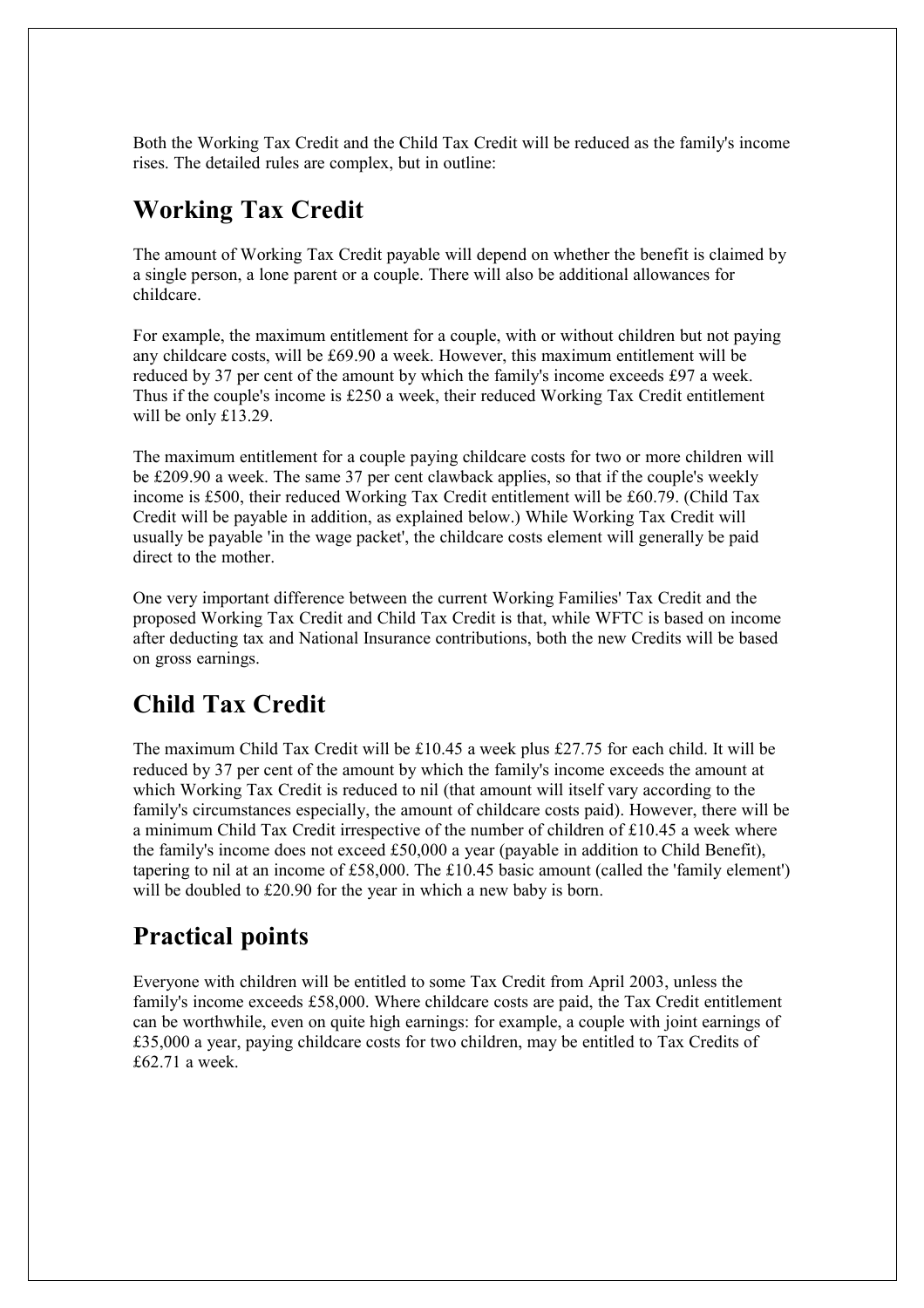Both the Working Tax Credit and the Child Tax Credit will be reduced as the family's income rises. The detailed rules are complex, but in outline:

## Working Tax Credit

The amount of Working Tax Credit payable will depend on whether the benefit is claimed by a single person, a lone parent or a couple. There will also be additional allowances for childcare.

For example, the maximum entitlement for a couple, with or without children but not paying any childcare costs, will be £69.90 a week. However, this maximum entitlement will be reduced by 37 per cent of the amount by which the family's income exceeds £97 a week. Thus if the couple's income is £250 a week, their reduced Working Tax Credit entitlement will be only £13.29.

The maximum entitlement for a couple paying childcare costs for two or more children will be £209.90 a week. The same 37 per cent clawback applies, so that if the couple's weekly income is £500, their reduced Working Tax Credit entitlement will be £60.79. (Child Tax Credit will be payable in addition, as explained below.) While Working Tax Credit will usually be payable 'in the wage packet', the childcare costs element will generally be paid direct to the mother.

One very important difference between the current Working Families' Tax Credit and the proposed Working Tax Credit and Child Tax Credit is that, while WFTC is based on income after deducting tax and National Insurance contributions, both the new Credits will be based on gross earnings.

## Child Tax Credit

The maximum Child Tax Credit will be £10.45 a week plus £27.75 for each child. It will be reduced by 37 per cent of the amount by which the family's income exceeds the amount at which Working Tax Credit is reduced to nil (that amount will itself vary according to the family's circumstances especially, the amount of childcare costs paid). However, there will be a minimum Child Tax Credit irrespective of the number of children of £10.45 a week where the family's income does not exceed £50,000 a year (payable in addition to Child Benefit), tapering to nil at an income of £58,000. The £10.45 basic amount (called the 'family element') will be doubled to £20.90 for the year in which a new baby is born.

## Practical points

Everyone with children will be entitled to some Tax Credit from April 2003, unless the family's income exceeds £58,000. Where childcare costs are paid, the Tax Credit entitlement can be worthwhile, even on quite high earnings: for example, a couple with joint earnings of £35,000 a year, paying childcare costs for two children, may be entitled to Tax Credits of £62.71 a week.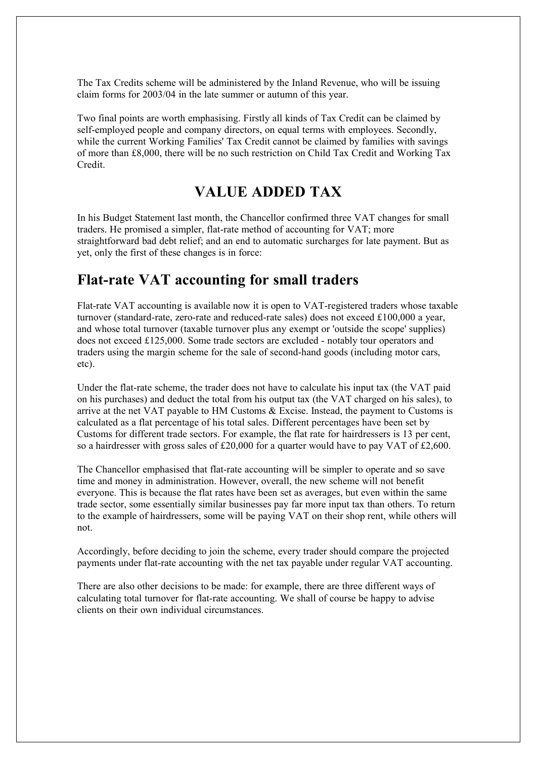The Tax Credits scheme will be administered by the Inland Revenue, who will be issuing claim forms for 2003/04 in the late summer or autumn of this year.

Two final points are worth emphasising. Firstly all kinds of Tax Credit can be claimed by self-employed people and company directors, on equal terms with employees. Secondly, while the current Working Families' Tax Credit cannot be claimed by families with savings of more than £8,000, there will be no such restriction on Child Tax Credit and Working Tax Credit.

# VALUE ADDED TAX

In his Budget Statement last month, the Chancellor confirmed three VAT changes for small traders. He promised a simpler, flat-rate method of accounting for VAT; more straightforward bad debt relief; and an end to automatic surcharges for late payment. But as yet, only the first of these changes is in force:

## Flat-rate VAT accounting for small traders

Flat-rate VAT accounting is available now it is open to VAT-registered traders whose taxable turnover (standard-rate, zero-rate and reduced-rate sales) does not exceed £100,000 a year, and whose total turnover (taxable turnover plus any exempt or 'outside the scope' supplies) does not exceed £125,000. Some trade sectors are excluded - notably tour operators and traders using the margin scheme for the sale of second-hand goods (including motor cars, etc).

Under the flat-rate scheme, the trader does not have to calculate his input tax (the VAT paid on his purchases) and deduct the total from his output tax (the VAT charged on his sales), to arrive at the net VAT payable to HM Customs & Excise. Instead, the payment to Customs is calculated as a flat percentage of his total sales. Different percentages have been set by Customs for different trade sectors. For example, the flat rate for hairdressers is 13 per cent, so a hairdresser with gross sales of £20,000 for a quarter would have to pay VAT of £2,600.

The Chancellor emphasised that flat-rate accounting will be simpler to operate and so save time and money in administration. However, overall, the new scheme will not benefit everyone. This is because the flat rates have been set as averages, but even within the same trade sector, some essentially similar businesses pay far more input tax than others. To return to the example of hairdressers, some will be paying VAT on their shop rent, while others will not.

Accordingly, before deciding to join the scheme, every trader should compare the projected payments under flat-rate accounting with the net tax payable under regular VAT accounting.

There are also other decisions to be made: for example, there are three different ways of calculating total turnover for flat-rate accounting. We shall of course be happy to advise clients on their own individual circumstances.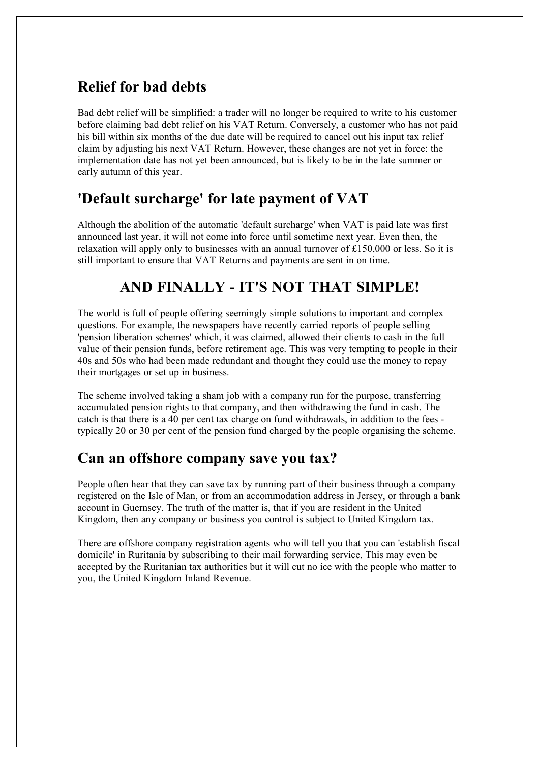## Relief for bad debts

Bad debt relief will be simplified: a trader will no longer be required to write to his customer before claiming bad debt relief on his VAT Return. Conversely, a customer who has not paid his bill within six months of the due date will be required to cancel out his input tax relief claim by adjusting his next VAT Return. However, these changes are not yet in force: the implementation date has not yet been announced, but is likely to be in the late summer or early autumn of this year.

## 'Default surcharge' for late payment of VAT

Although the abolition of the automatic 'default surcharge' when VAT is paid late was first announced last year, it will not come into force until sometime next year. Even then, the relaxation will apply only to businesses with an annual turnover of £150,000 or less. So it is still important to ensure that VAT Returns and payments are sent in on time.

# AND FINALLY - IT'S NOT THAT SIMPLE!

The world is full of people offering seemingly simple solutions to important and complex questions. For example, the newspapers have recently carried reports of people selling 'pension liberation schemes' which, it was claimed, allowed their clients to cash in the full value of their pension funds, before retirement age. This was very tempting to people in their 40s and 50s who had been made redundant and thought they could use the money to repay their mortgages or set up in business.

The scheme involved taking a sham job with a company run for the purpose, transferring accumulated pension rights to that company, and then withdrawing the fund in cash. The catch is that there is a 40 per cent tax charge on fund withdrawals, in addition to the fees - typically 20 or 30 per cent of the pension fund charged by the people organising the scheme.

## Can an offshore company save you tax?

People often hear that they can save tax by running part of their business through a company registered on the Isle of Man, or from an accommodation address in Jersey, or through a bank account in Guernsey. The truth of the matter is, that if you are resident in the United Kingdom, then any company or business you control is subject to United Kingdom tax.

There are offshore company registration agents who will tell you that you can 'establish fiscal domicile' in Ruritania by subscribing to their mail forwarding service. This may even be accepted by the Ruritanian tax authorities but it will cut no ice with the people who matter to you, the United Kingdom Inland Revenue.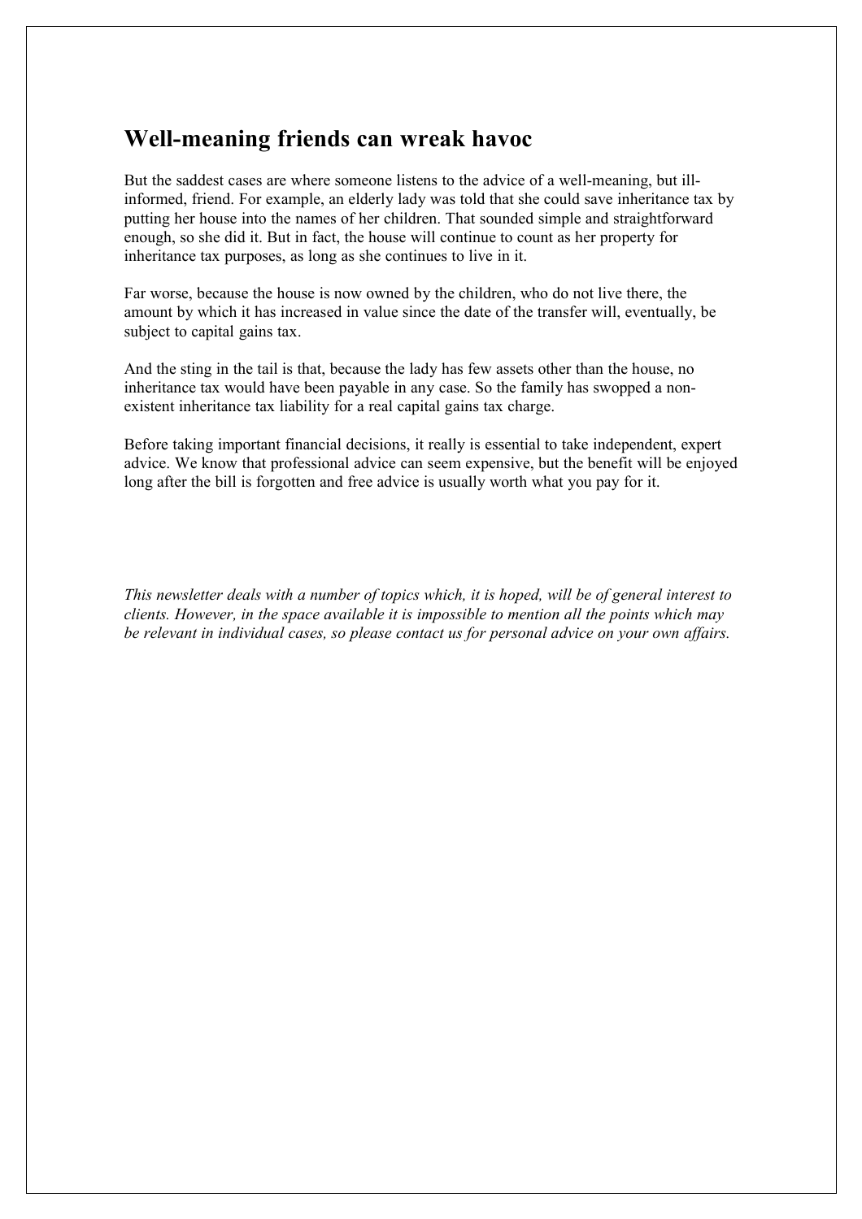## Well-meaning friends can wreak havoc

But the saddest cases are where someone listens to the advice of a well-meaning, but ill-informed, friend. For example, an elderly lady was told that she could save inheritance tax by putting her house into the names of her children. That sounded simple and straightforward enough, so she did it. But in fact, the house will continue to count as her property for inheritance tax purposes, as long as she continues to live in it.

Far worse, because the house is now owned by the children, who do not live there, the amount by which it has increased in value since the date of the transfer will, eventually, be subject to capital gains tax.

And the sting in the tail is that, because the lady has few assets other than the house, no inheritance tax would have been payable in any case. So the family has swopped a non-existent inheritance tax liability for a real capital gains tax charge.

Before taking important financial decisions, it really is essential to take independent, expert advice. We know that professional advice can seem expensive, but the benefit will be enjoyed long after the bill is forgotten and free advice is usually worth what you pay for it.

*This newsletter deals with a number of topics which, it is hoped, will be of general interest to clients. However, in the space available it is impossible to mention all the points which may be relevant in individual cases, so please contact us for personal advice on your own affairs.*